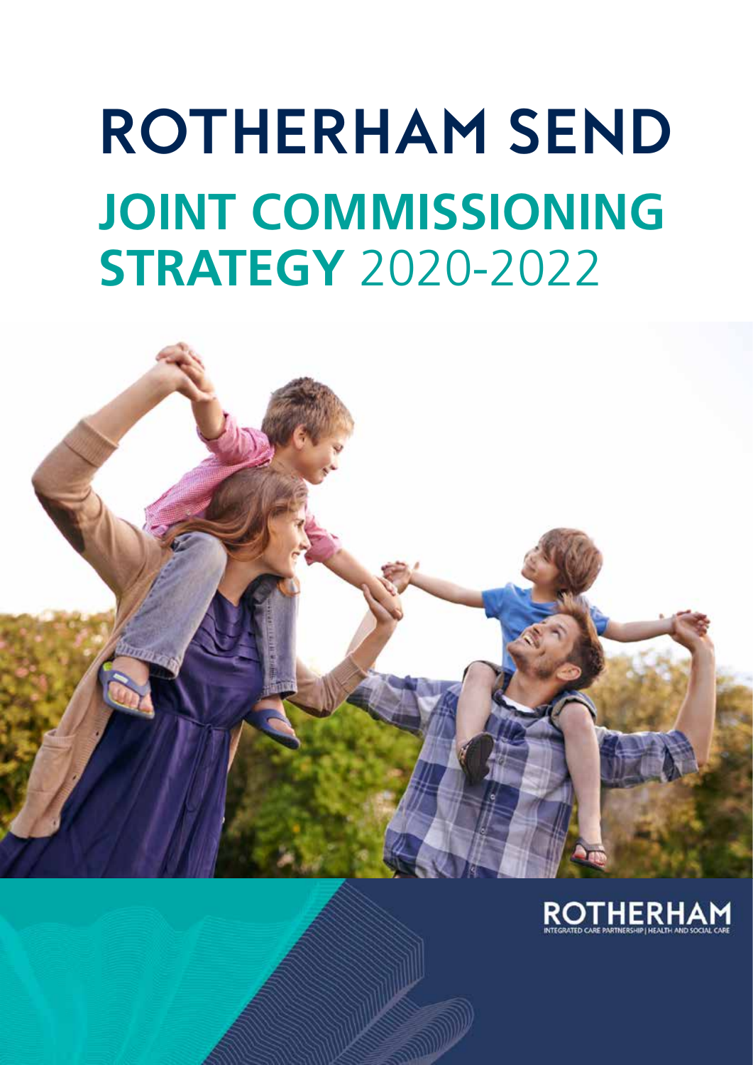# ROTHERHAM SEND

## JOINT COMMISSIONING STRATEGY 2020-2022

ROTHERHAM
INTEGRATED CARE PARTNERSHIP | HEALTH AND SOCIAL CARE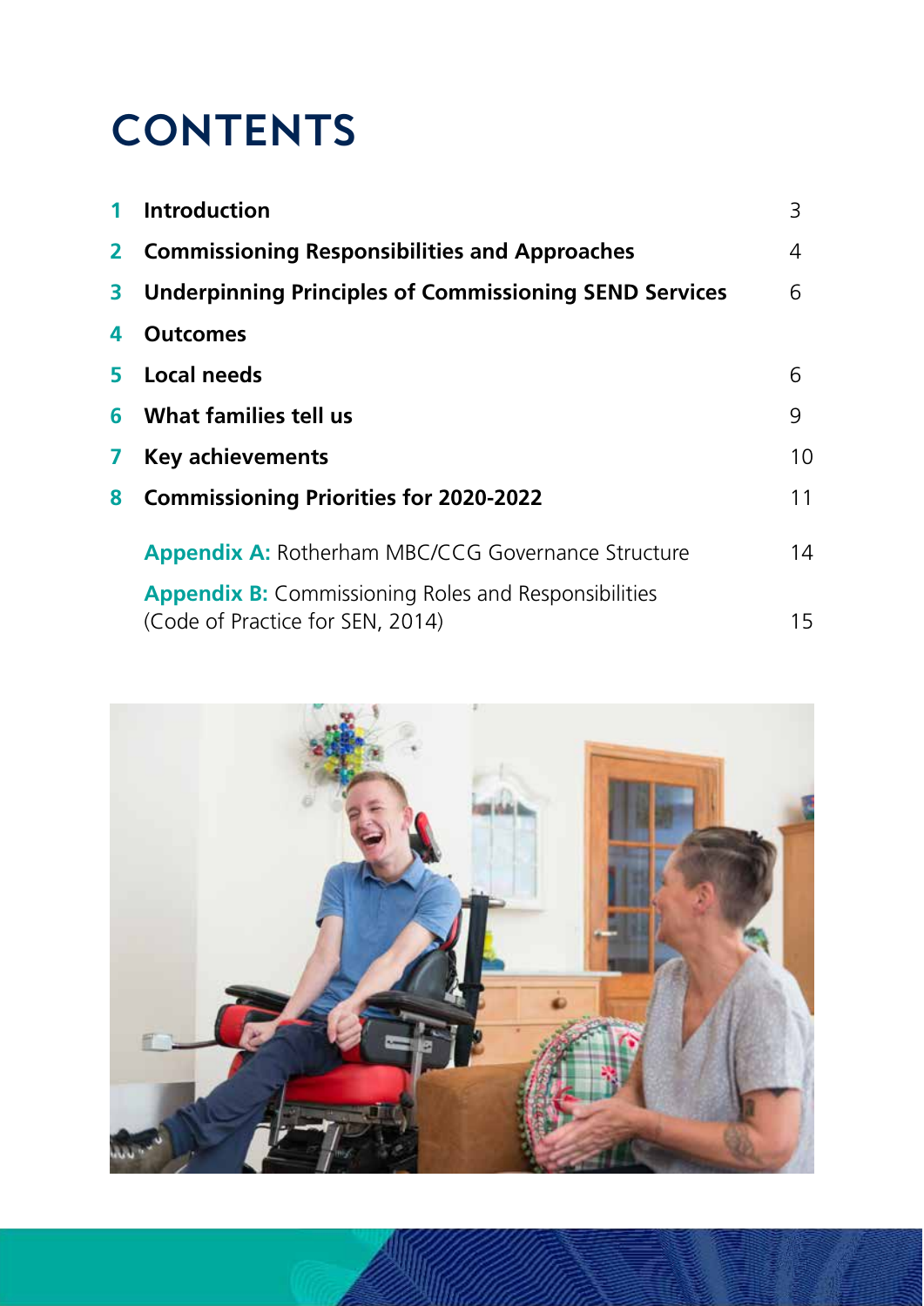# CONTENTS

| | | |
|---|---|---|
| **1** | **Introduction** | 3 |
| **2** | **Commissioning Responsibilities and Approaches** | 4 |
| **3** | **Underpinning Principles of Commissioning SEND Services** | 6 |
| **4** | **Outcomes** | |
| **5** | **Local needs** | 6 |
| **6** | **What families tell us** | 9 |
| **7** | **Key achievements** | 10 |
| **8** | **Commissioning Priorities for 2020-2022** | 11 |
| | **Appendix A:** Rotherham MBC/CCG Governance Structure | 14 |
| | **Appendix B:** Commissioning Roles and Responsibilities (Code of Practice for SEN, 2014) | 15 |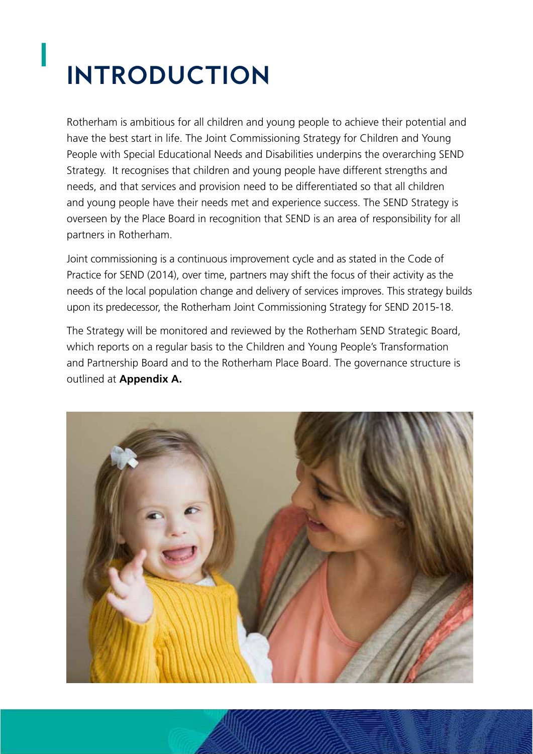# INTRODUCTION

Rotherham is ambitious for all children and young people to achieve their potential and have the best start in life. The Joint Commissioning Strategy for Children and Young People with Special Educational Needs and Disabilities underpins the overarching SEND Strategy. It recognises that children and young people have different strengths and needs, and that services and provision need to be differentiated so that all children and young people have their needs met and experience success. The SEND Strategy is overseen by the Place Board in recognition that SEND is an area of responsibility for all partners in Rotherham.

Joint commissioning is a continuous improvement cycle and as stated in the Code of Practice for SEND (2014), over time, partners may shift the focus of their activity as the needs of the local population change and delivery of services improves. This strategy builds upon its predecessor, the Rotherham Joint Commissioning Strategy for SEND 2015-18.

The Strategy will be monitored and reviewed by the Rotherham SEND Strategic Board, which reports on a regular basis to the Children and Young People's Transformation and Partnership Board and to the Rotherham Place Board. The governance structure is outlined at **Appendix A.**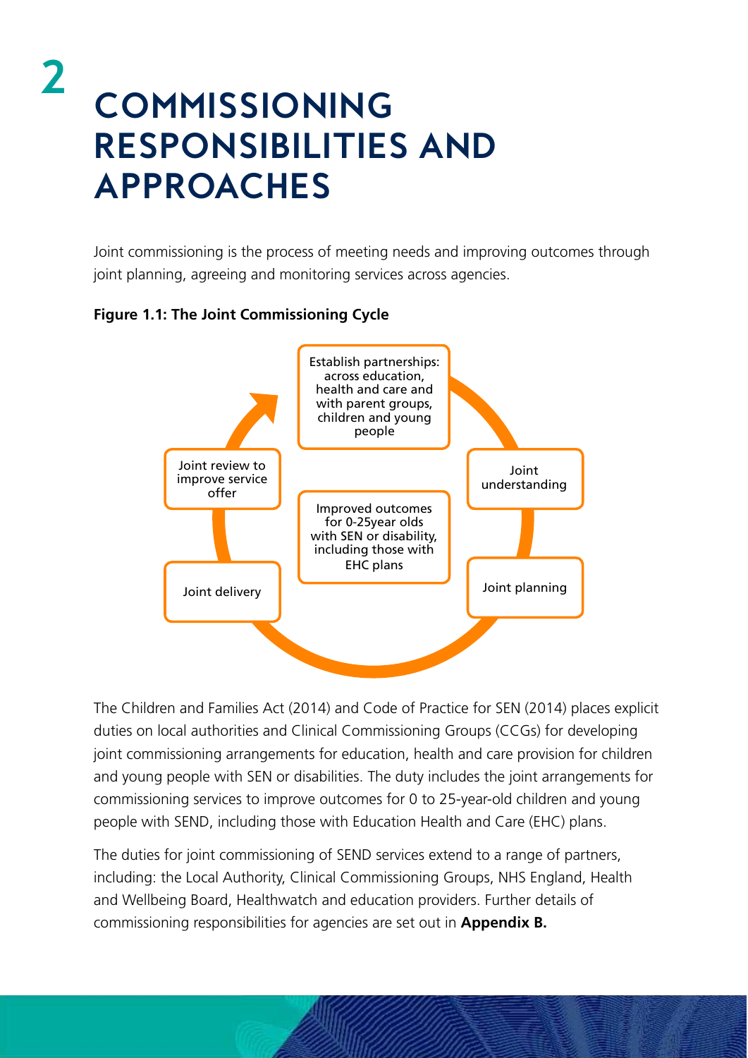# 2 COMMISSIONING RESPONSIBILITIES AND APPROACHES

Joint commissioning is the process of meeting needs and improving outcomes through joint planning, agreeing and monitoring services across agencies.

**Figure 1.1: The Joint Commissioning Cycle**

Establish partnerships: across education, health and care and with parent groups, children and young people

Joint understanding

Joint planning

Joint delivery

Joint review to improve service offer

Improved outcomes for 0-25year olds with SEN or disability, including those with EHC plans

The Children and Families Act (2014) and Code of Practice for SEN (2014) places explicit duties on local authorities and Clinical Commissioning Groups (CCGs) for developing joint commissioning arrangements for education, health and care provision for children and young people with SEN or disabilities. The duty includes the joint arrangements for commissioning services to improve outcomes for 0 to 25-year-old children and young people with SEND, including those with Education Health and Care (EHC) plans.

The duties for joint commissioning of SEND services extend to a range of partners, including: the Local Authority, Clinical Commissioning Groups, NHS England, Health and Wellbeing Board, Healthwatch and education providers. Further details of commissioning responsibilities for agencies are set out in **Appendix B.**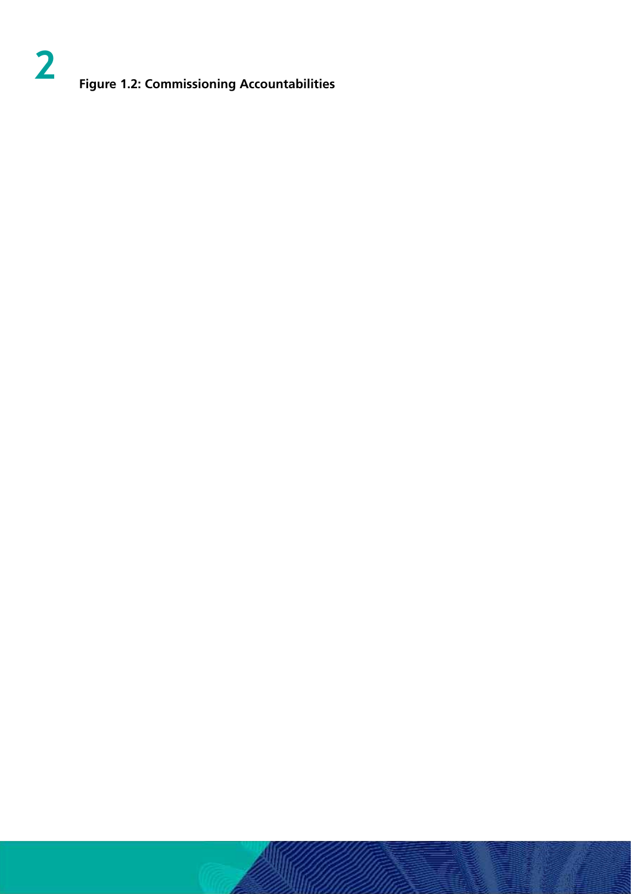**Figure 1.2: Commissioning Accountabilities**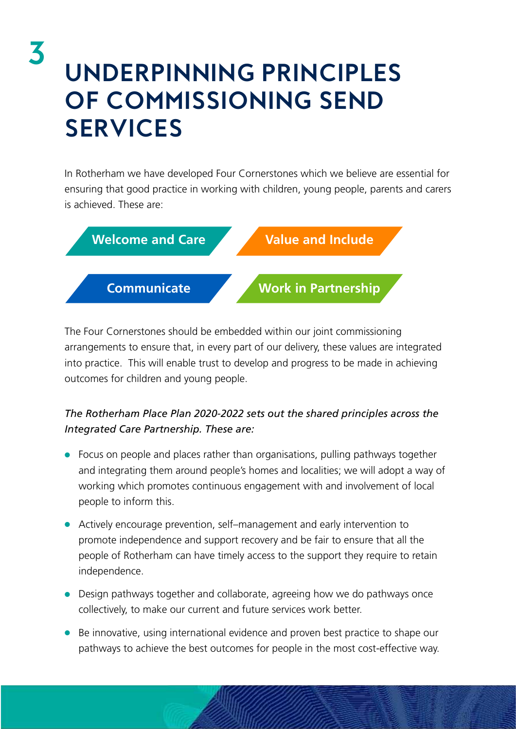# 3 UNDERPINNING PRINCIPLES OF COMMISSIONING SEND SERVICES

In Rotherham we have developed Four Cornerstones which we believe are essential for ensuring that good practice in working with children, young people, parents and carers is achieved. These are:

- **Welcome and Care**
- **Value and Include**
- **Communicate**
- **Work in Partnership**

The Four Cornerstones should be embedded within our joint commissioning arrangements to ensure that, in every part of our delivery, these values are integrated into practice. This will enable trust to develop and progress to be made in achieving outcomes for children and young people.

*The Rotherham Place Plan 2020-2022 sets out the shared principles across the Integrated Care Partnership. These are:*

- Focus on people and places rather than organisations, pulling pathways together and integrating them around people's homes and localities; we will adopt a way of working which promotes continuous engagement with and involvement of local people to inform this.
- Actively encourage prevention, self–management and early intervention to promote independence and support recovery and be fair to ensure that all the people of Rotherham can have timely access to the support they require to retain independence.
- Design pathways together and collaborate, agreeing how we do pathways once collectively, to make our current and future services work better.
- Be innovative, using international evidence and proven best practice to shape our pathways to achieve the best outcomes for people in the most cost-effective way.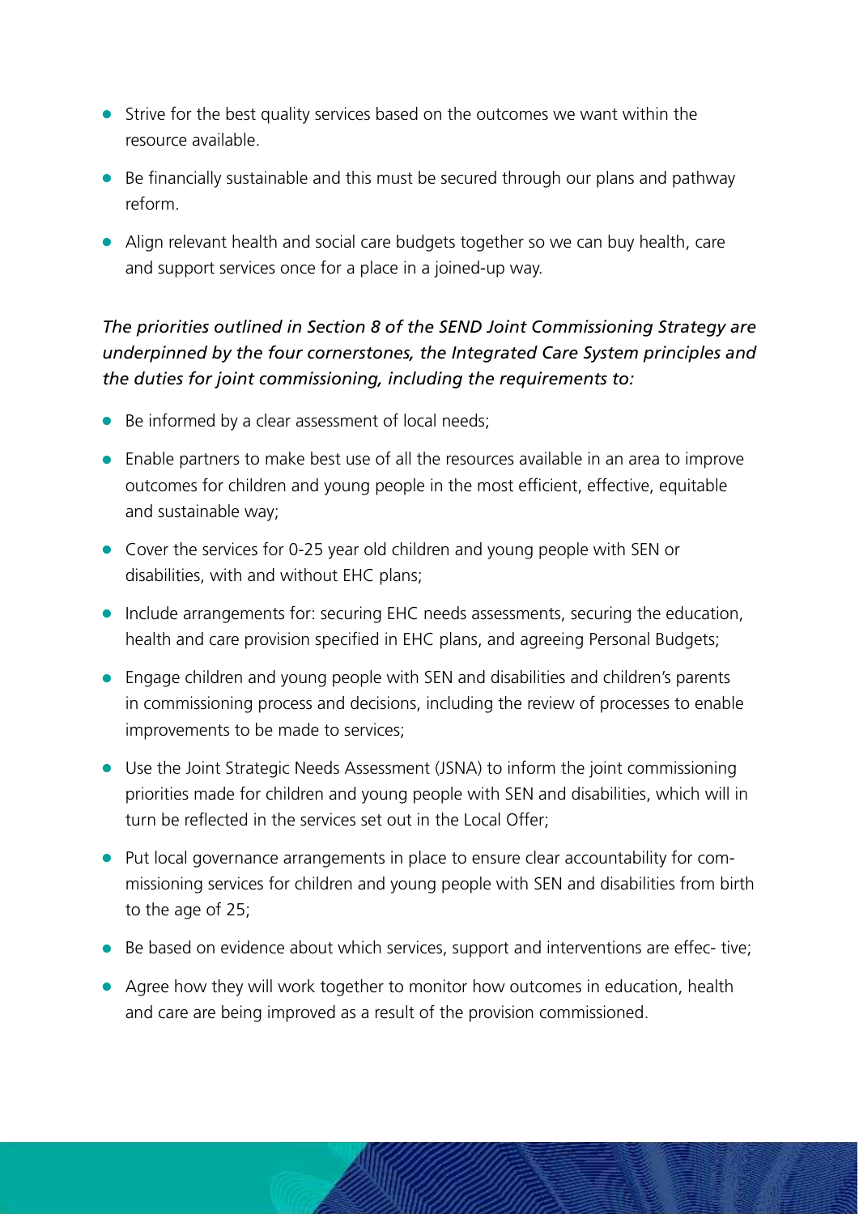- Strive for the best quality services based on the outcomes we want within the resource available.
- Be financially sustainable and this must be secured through our plans and pathway reform.
- Align relevant health and social care budgets together so we can buy health, care and support services once for a place in a joined-up way.

*The priorities outlined in Section 8 of the SEND Joint Commissioning Strategy are underpinned by the four cornerstones, the Integrated Care System principles and the duties for joint commissioning, including the requirements to:*

- Be informed by a clear assessment of local needs;
- Enable partners to make best use of all the resources available in an area to improve outcomes for children and young people in the most efficient, effective, equitable and sustainable way;
- Cover the services for 0-25 year old children and young people with SEN or disabilities, with and without EHC plans;
- Include arrangements for: securing EHC needs assessments, securing the education, health and care provision specified in EHC plans, and agreeing Personal Budgets;
- Engage children and young people with SEN and disabilities and children's parents in commissioning process and decisions, including the review of processes to enable improvements to be made to services;
- Use the Joint Strategic Needs Assessment (JSNA) to inform the joint commissioning priorities made for children and young people with SEN and disabilities, which will in turn be reflected in the services set out in the Local Offer;
- Put local governance arrangements in place to ensure clear accountability for commissioning services for children and young people with SEN and disabilities from birth to the age of 25;
- Be based on evidence about which services, support and interventions are effective;
- Agree how they will work together to monitor how outcomes in education, health and care are being improved as a result of the provision commissioned.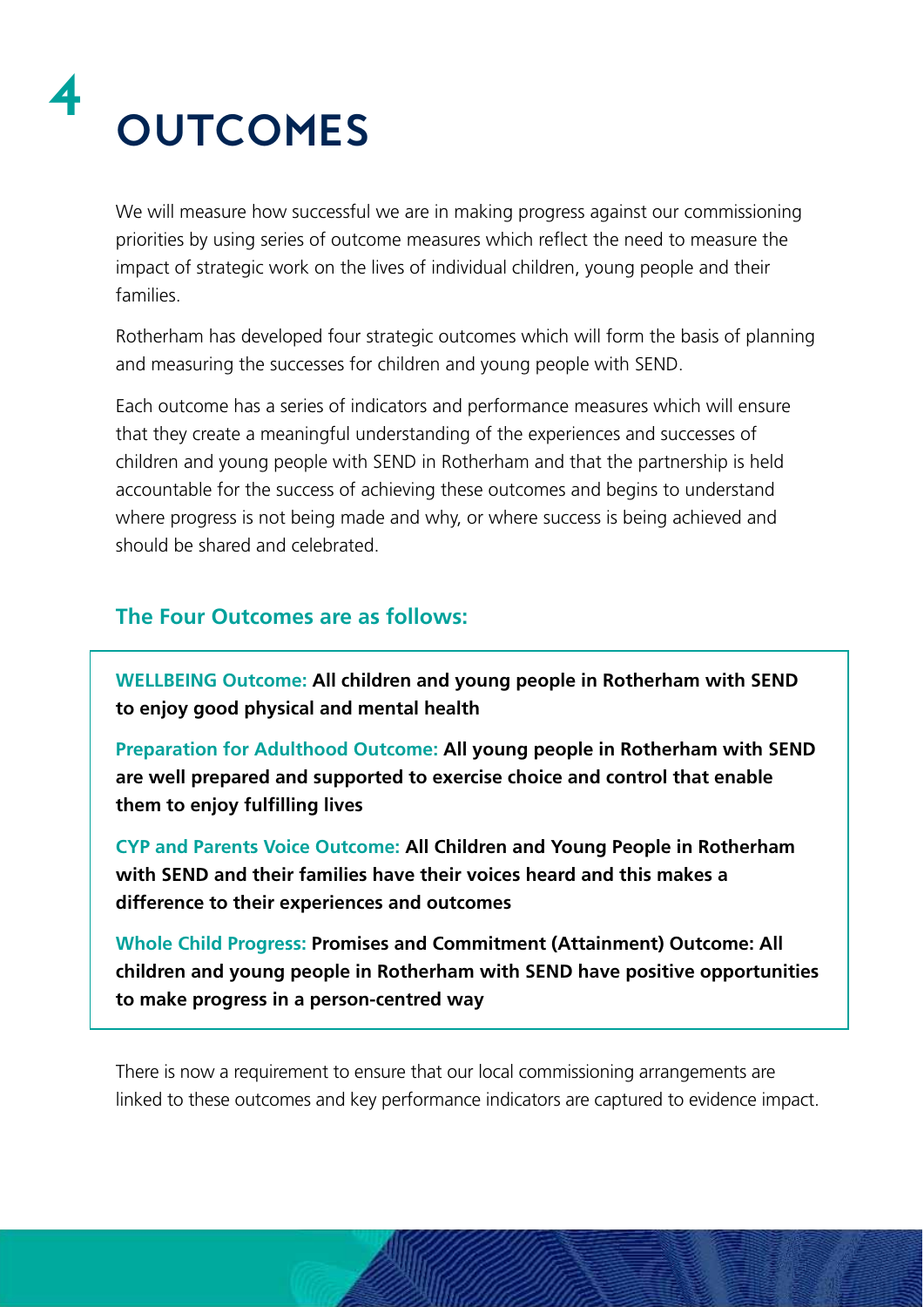# 4 OUTCOMES

We will measure how successful we are in making progress against our commissioning priorities by using series of outcome measures which reflect the need to measure the impact of strategic work on the lives of individual children, young people and their families.

Rotherham has developed four strategic outcomes which will form the basis of planning and measuring the successes for children and young people with SEND.

Each outcome has a series of indicators and performance measures which will ensure that they create a meaningful understanding of the experiences and successes of children and young people with SEND in Rotherham and that the partnership is held accountable for the success of achieving these outcomes and begins to understand where progress is not being made and why, or where success is being achieved and should be shared and celebrated.

### The Four Outcomes are as follows:

**WELLBEING Outcome: All children and young people in Rotherham with SEND to enjoy good physical and mental health**

**Preparation for Adulthood Outcome: All young people in Rotherham with SEND are well prepared and supported to exercise choice and control that enable them to enjoy fulfilling lives**

**CYP and Parents Voice Outcome: All Children and Young People in Rotherham with SEND and their families have their voices heard and this makes a difference to their experiences and outcomes**

**Whole Child Progress: Promises and Commitment (Attainment) Outcome: All children and young people in Rotherham with SEND have positive opportunities to make progress in a person-centred way**

There is now a requirement to ensure that our local commissioning arrangements are linked to these outcomes and key performance indicators are captured to evidence impact.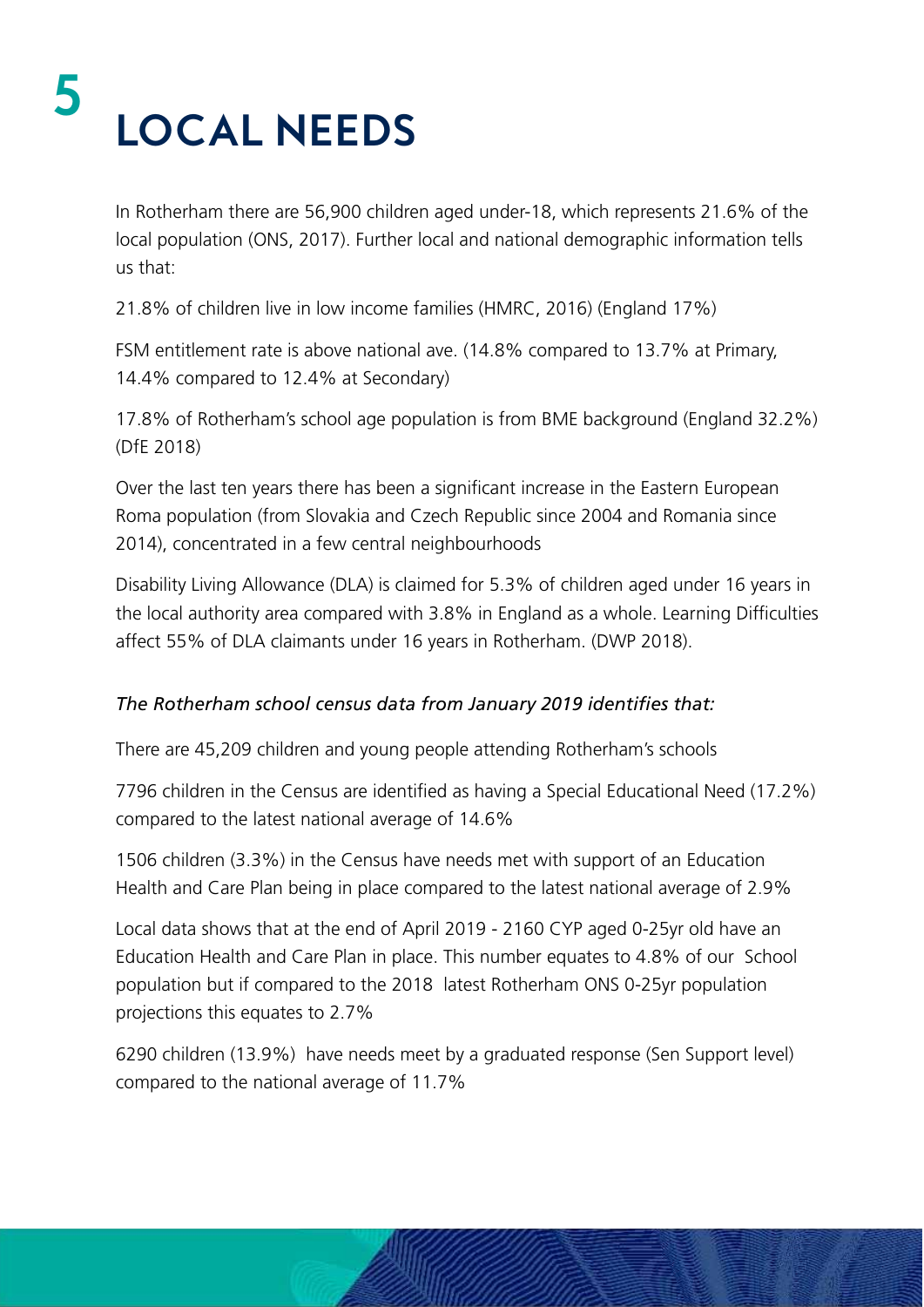# 5 LOCAL NEEDS

In Rotherham there are 56,900 children aged under-18, which represents 21.6% of the local population (ONS, 2017). Further local and national demographic information tells us that:

21.8% of children live in low income families (HMRC, 2016) (England 17%)

FSM entitlement rate is above national ave. (14.8% compared to 13.7% at Primary, 14.4% compared to 12.4% at Secondary)

17.8% of Rotherham's school age population is from BME background (England 32.2%) (DfE 2018)

Over the last ten years there has been a significant increase in the Eastern European Roma population (from Slovakia and Czech Republic since 2004 and Romania since 2014), concentrated in a few central neighbourhoods

Disability Living Allowance (DLA) is claimed for 5.3% of children aged under 16 years in the local authority area compared with 3.8% in England as a whole. Learning Difficulties affect 55% of DLA claimants under 16 years in Rotherham. (DWP 2018).

*The Rotherham school census data from January 2019 identifies that:*

There are 45,209 children and young people attending Rotherham's schools

7796 children in the Census are identified as having a Special Educational Need (17.2%) compared to the latest national average of 14.6%

1506 children (3.3%) in the Census have needs met with support of an Education Health and Care Plan being in place compared to the latest national average of 2.9%

Local data shows that at the end of April 2019 - 2160 CYP aged 0-25yr old have an Education Health and Care Plan in place. This number equates to 4.8% of our School population but if compared to the 2018 latest Rotherham ONS 0-25yr population projections this equates to 2.7%

6290 children (13.9%) have needs meet by a graduated response (Sen Support level) compared to the national average of 11.7%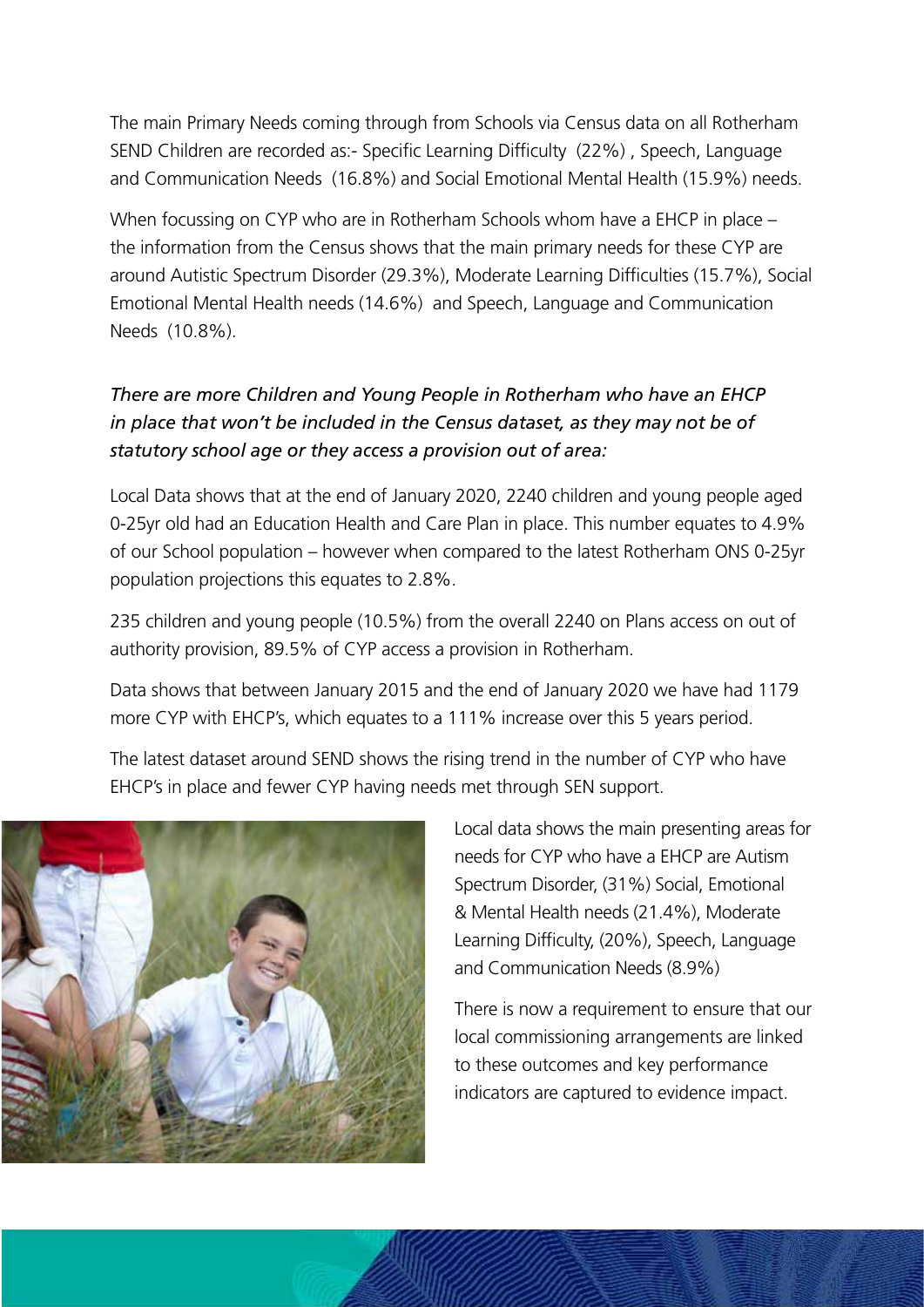The main Primary Needs coming through from Schools via Census data on all Rotherham SEND Children are recorded as:- Specific Learning Difficulty (22%) , Speech, Language and Communication Needs (16.8%) and Social Emotional Mental Health (15.9%) needs.

When focussing on CYP who are in Rotherham Schools whom have a EHCP in place – the information from the Census shows that the main primary needs for these CYP are around Autistic Spectrum Disorder (29.3%), Moderate Learning Difficulties (15.7%), Social Emotional Mental Health needs (14.6%) and Speech, Language and Communication Needs (10.8%).

*There are more Children and Young People in Rotherham who have an EHCP in place that won't be included in the Census dataset, as they may not be of statutory school age or they access a provision out of area:*

Local Data shows that at the end of January 2020, 2240 children and young people aged 0-25yr old had an Education Health and Care Plan in place. This number equates to 4.9% of our School population – however when compared to the latest Rotherham ONS 0-25yr population projections this equates to 2.8%.

235 children and young people (10.5%) from the overall 2240 on Plans access on out of authority provision, 89.5% of CYP access a provision in Rotherham.

Data shows that between January 2015 and the end of January 2020 we have had 1179 more CYP with EHCP's, which equates to a 111% increase over this 5 years period.

The latest dataset around SEND shows the rising trend in the number of CYP who have EHCP's in place and fewer CYP having needs met through SEN support.

Local data shows the main presenting areas for needs for CYP who have a EHCP are Autism Spectrum Disorder, (31%) Social, Emotional & Mental Health needs (21.4%), Moderate Learning Difficulty, (20%), Speech, Language and Communication Needs (8.9%)

There is now a requirement to ensure that our local commissioning arrangements are linked to these outcomes and key performance indicators are captured to evidence impact.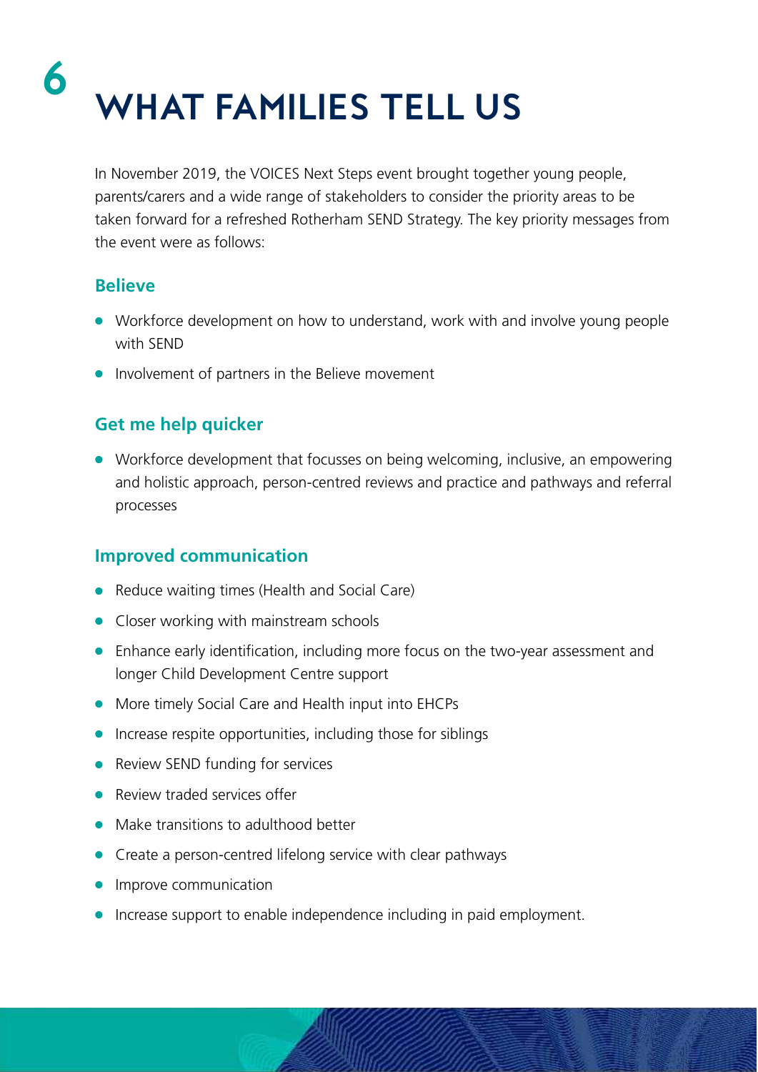# 6 WHAT FAMILIES TELL US

In November 2019, the VOICES Next Steps event brought together young people, parents/carers and a wide range of stakeholders to consider the priority areas to be taken forward for a refreshed Rotherham SEND Strategy. The key priority messages from the event were as follows:

### Believe

- Workforce development on how to understand, work with and involve young people with SEND
- Involvement of partners in the Believe movement

### Get me help quicker

- Workforce development that focusses on being welcoming, inclusive, an empowering and holistic approach, person-centred reviews and practice and pathways and referral processes

### Improved communication

- Reduce waiting times (Health and Social Care)
- Closer working with mainstream schools
- Enhance early identification, including more focus on the two-year assessment and longer Child Development Centre support
- More timely Social Care and Health input into EHCPs
- Increase respite opportunities, including those for siblings
- Review SEND funding for services
- Review traded services offer
- Make transitions to adulthood better
- Create a person-centred lifelong service with clear pathways
- Improve communication
- Increase support to enable independence including in paid employment.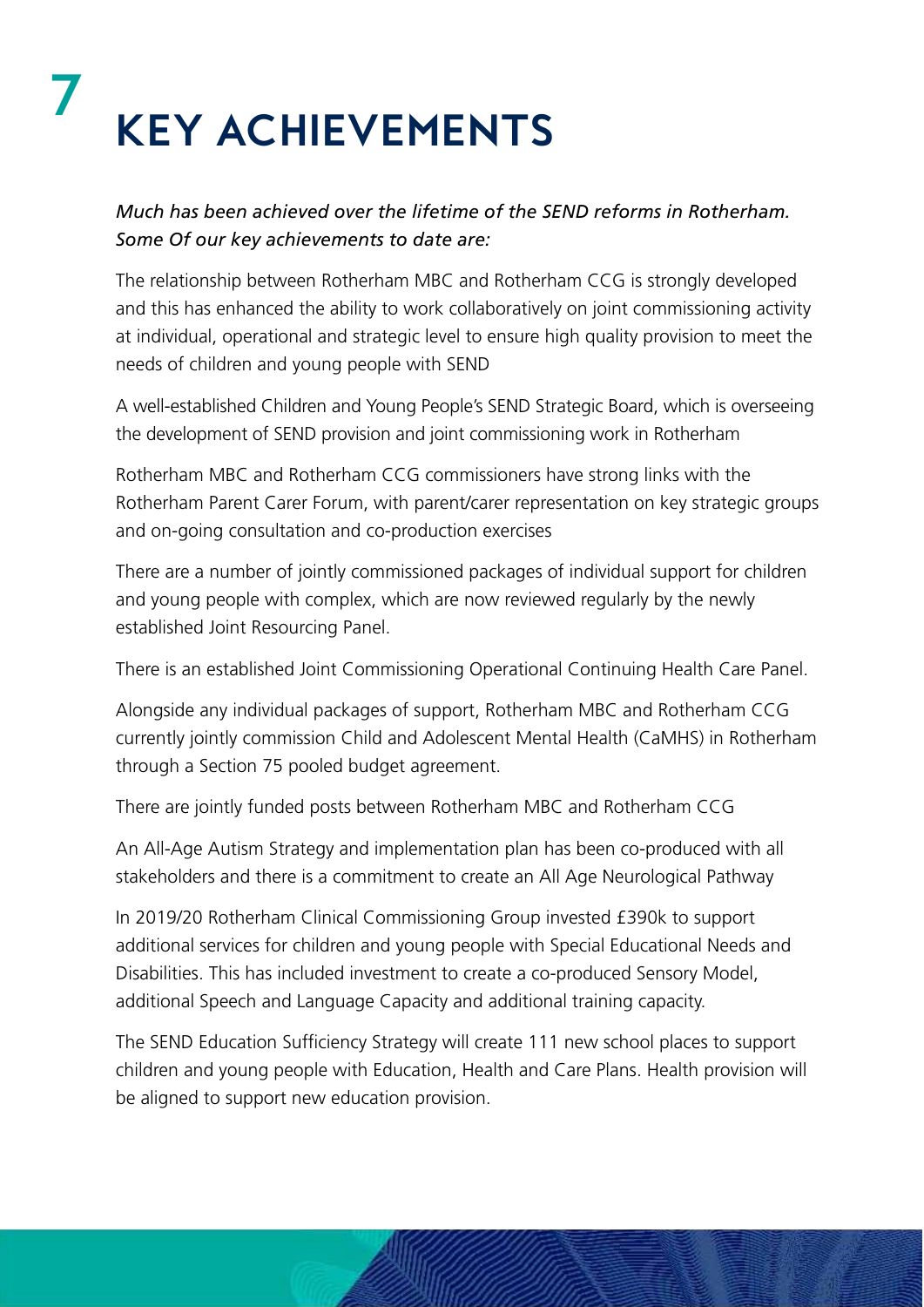# 7 KEY ACHIEVEMENTS

*Much has been achieved over the lifetime of the SEND reforms in Rotherham. Some Of our key achievements to date are:*

The relationship between Rotherham MBC and Rotherham CCG is strongly developed and this has enhanced the ability to work collaboratively on joint commissioning activity at individual, operational and strategic level to ensure high quality provision to meet the needs of children and young people with SEND

A well-established Children and Young People's SEND Strategic Board, which is overseeing the development of SEND provision and joint commissioning work in Rotherham

Rotherham MBC and Rotherham CCG commissioners have strong links with the Rotherham Parent Carer Forum, with parent/carer representation on key strategic groups and on-going consultation and co-production exercises

There are a number of jointly commissioned packages of individual support for children and young people with complex, which are now reviewed regularly by the newly established Joint Resourcing Panel.

There is an established Joint Commissioning Operational Continuing Health Care Panel.

Alongside any individual packages of support, Rotherham MBC and Rotherham CCG currently jointly commission Child and Adolescent Mental Health (CaMHS) in Rotherham through a Section 75 pooled budget agreement.

There are jointly funded posts between Rotherham MBC and Rotherham CCG

An All-Age Autism Strategy and implementation plan has been co-produced with all stakeholders and there is a commitment to create an All Age Neurological Pathway

In 2019/20 Rotherham Clinical Commissioning Group invested £390k to support additional services for children and young people with Special Educational Needs and Disabilities. This has included investment to create a co-produced Sensory Model, additional Speech and Language Capacity and additional training capacity.

The SEND Education Sufficiency Strategy will create 111 new school places to support children and young people with Education, Health and Care Plans. Health provision will be aligned to support new education provision.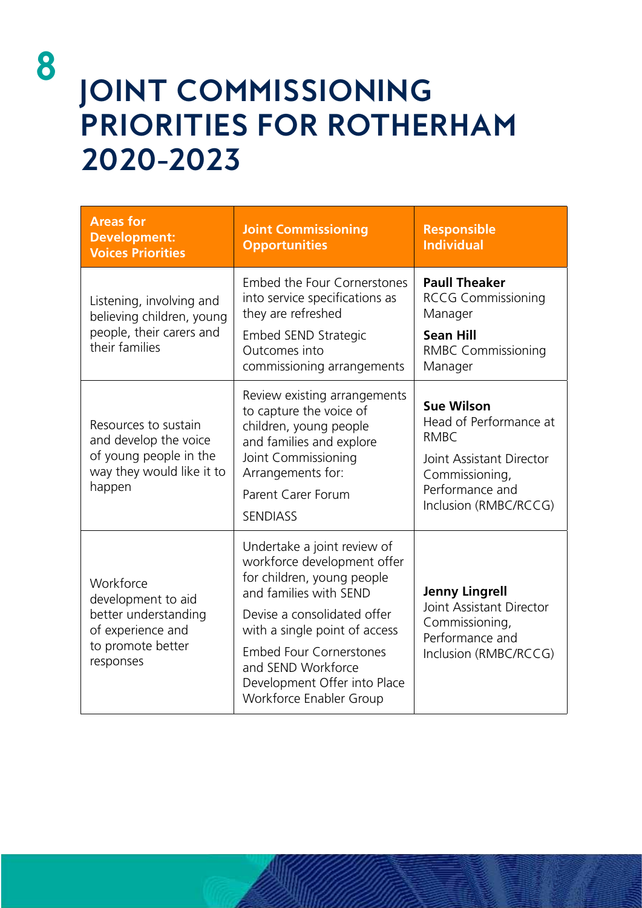# 8 JOINT COMMISSIONING PRIORITIES FOR ROTHERHAM 2020-2023

| Areas for Development: Voices Priorities | Joint Commissioning Opportunities | Responsible Individual |
|---|---|---|
| Listening, involving and believing children, young people, their carers and their families | Embed the Four Cornerstones into service specifications as they are refreshed<br><br>Embed SEND Strategic Outcomes into commissioning arrangements | **Paull Theaker**<br>RCCG Commissioning Manager<br><br>**Sean Hill**<br>RMBC Commissioning Manager |
| Resources to sustain and develop the voice of young people in the way they would like it to happen | Review existing arrangements to capture the voice of children, young people and families and explore Joint Commissioning Arrangements for:<br><br>Parent Carer Forum<br><br>SENDIASS | **Sue Wilson**<br>Head of Performance at RMBC<br><br>Joint Assistant Director Commissioning, Performance and Inclusion (RMBC/RCCG) |
| Workforce development to aid better understanding of experience and to promote better responses | Undertake a joint review of workforce development offer for children, young people and families with SEND<br><br>Devise a consolidated offer with a single point of access<br><br>Embed Four Cornerstones and SEND Workforce Development Offer into Place Workforce Enabler Group | **Jenny Lingrell**<br>Joint Assistant Director Commissioning, Performance and Inclusion (RMBC/RCCG) |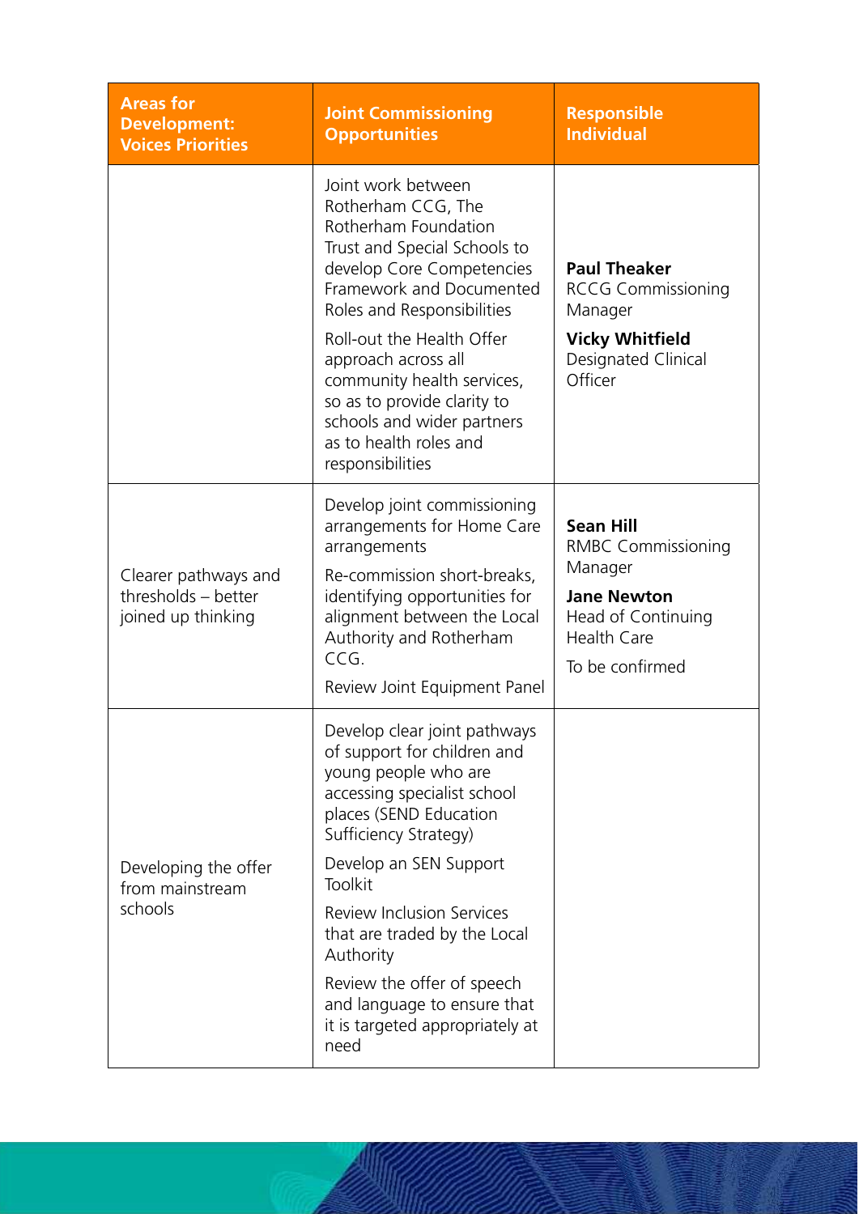| Areas for Development: Voices Priorities | Joint Commissioning Opportunities | Responsible Individual |
|---|---|---|
| | Joint work between Rotherham CCG, The Rotherham Foundation Trust and Special Schools to develop Core Competencies Framework and Documented Roles and Responsibilities<br><br>Roll-out the Health Offer approach across all community health services, so as to provide clarity to schools and wider partners as to health roles and responsibilities | **Paul Theaker** RCCG Commissioning Manager<br><br>**Vicky Whitfield** Designated Clinical Officer |
| Clearer pathways and thresholds – better joined up thinking | Develop joint commissioning arrangements for Home Care arrangements<br><br>Re-commission short-breaks, identifying opportunities for alignment between the Local Authority and Rotherham CCG.<br><br>Review Joint Equipment Panel | **Sean Hill** RMBC Commissioning Manager<br><br>**Jane Newton** Head of Continuing Health Care<br><br>To be confirmed |
| Developing the offer from mainstream schools | Develop clear joint pathways of support for children and young people who are accessing specialist school places (SEND Education Sufficiency Strategy)<br><br>Develop an SEN Support Toolkit<br><br>Review Inclusion Services that are traded by the Local Authority<br><br>Review the offer of speech and language to ensure that it is targeted appropriately at need | |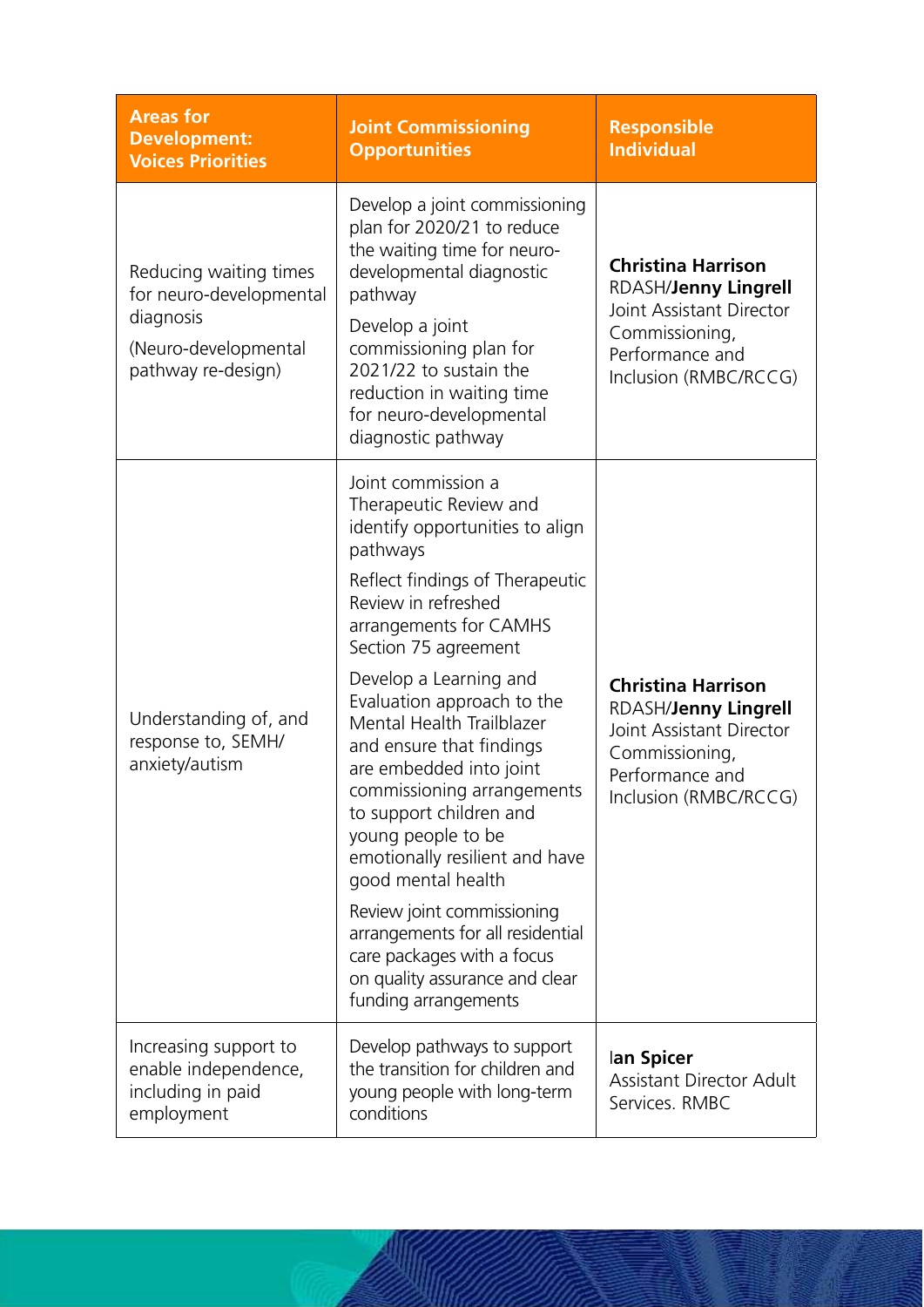| Areas for Development: Voices Priorities | Joint Commissioning Opportunities | Responsible Individual |
|---|---|---|
| Reducing waiting times for neuro-developmental diagnosis<br><br>(Neuro-developmental pathway re-design) | Develop a joint commissioning plan for 2020/21 to reduce the waiting time for neuro-developmental diagnostic pathway<br><br>Develop a joint commissioning plan for 2021/22 to sustain the reduction in waiting time for neuro-developmental diagnostic pathway | **Christina Harrison** RDASH/**Jenny Lingrell** Joint Assistant Director Commissioning, Performance and Inclusion (RMBC/RCCG) |
| Understanding of, and response to, SEMH/ anxiety/autism | Joint commission a Therapeutic Review and identify opportunities to align pathways<br><br>Reflect findings of Therapeutic Review in refreshed arrangements for CAMHS Section 75 agreement<br><br>Develop a Learning and Evaluation approach to the Mental Health Trailblazer and ensure that findings are embedded into joint commissioning arrangements to support children and young people to be emotionally resilient and have good mental health<br><br>Review joint commissioning arrangements for all residential care packages with a focus on quality assurance and clear funding arrangements | **Christina Harrison** RDASH/**Jenny Lingrell** Joint Assistant Director Commissioning, Performance and Inclusion (RMBC/RCCG) |
| Increasing support to enable independence, including in paid employment | Develop pathways to support the transition for children and young people with long-term conditions | **Ian Spicer** Assistant Director Adult Services. RMBC |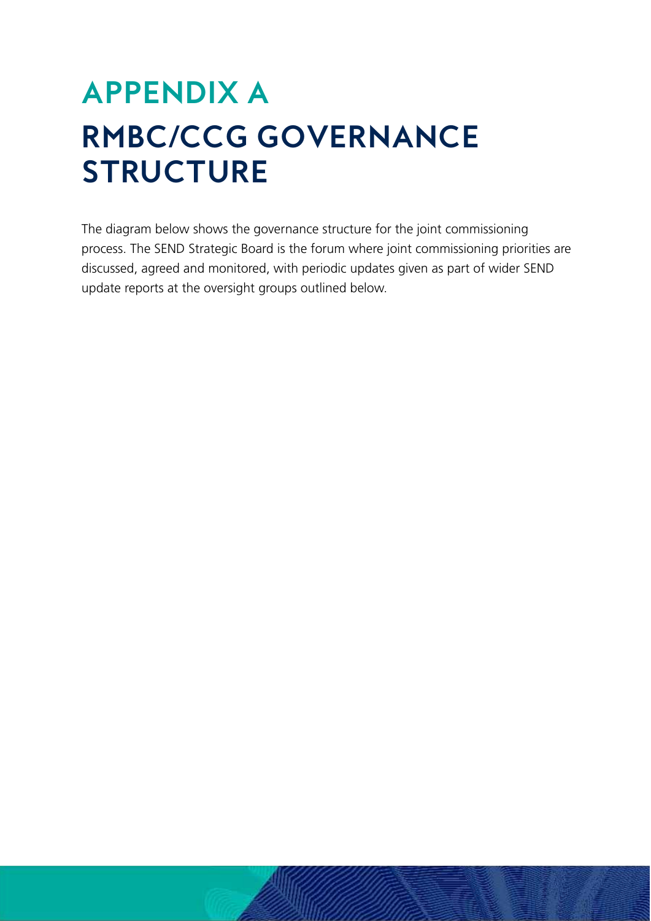# APPENDIX A

# RMBC/CCG GOVERNANCE STRUCTURE

The diagram below shows the governance structure for the joint commissioning process. The SEND Strategic Board is the forum where joint commissioning priorities are discussed, agreed and monitored, with periodic updates given as part of wider SEND update reports at the oversight groups outlined below.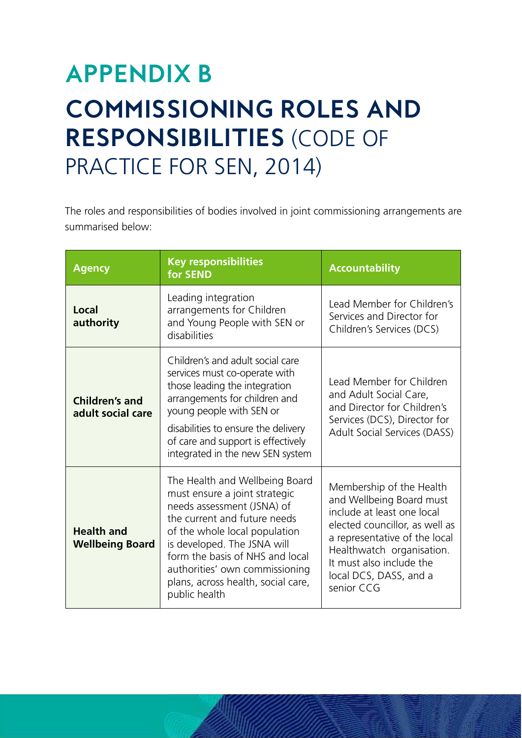# APPENDIX B

# COMMISSIONING ROLES AND RESPONSIBILITIES (CODE OF PRACTICE FOR SEN, 2014)

The roles and responsibilities of bodies involved in joint commissioning arrangements are summarised below:

| Agency | Key responsibilities for SEND | Accountability |
|---|---|---|
| **Local authority** | Leading integration arrangements for Children and Young People with SEN or disabilities | Lead Member for Children's Services and Director for Children's Services (DCS) |
| **Children's and adult social care** | Children's and adult social care services must co-operate with those leading the integration arrangements for children and young people with SEN or disabilities to ensure the delivery of care and support is effectively integrated in the new SEN system | Lead Member for Children and Adult Social Care, and Director for Children's Services (DCS), Director for Adult Social Services (DASS) |
| **Health and Wellbeing Board** | The Health and Wellbeing Board must ensure a joint strategic needs assessment (JSNA) of the current and future needs of the whole local population is developed. The JSNA will form the basis of NHS and local authorities' own commissioning plans, across health, social care, public health | Membership of the Health and Wellbeing Board must include at least one local elected councillor, as well as a representative of the local Healthwatch organisation. It must also include the local DCS, DASS, and a senior CCG |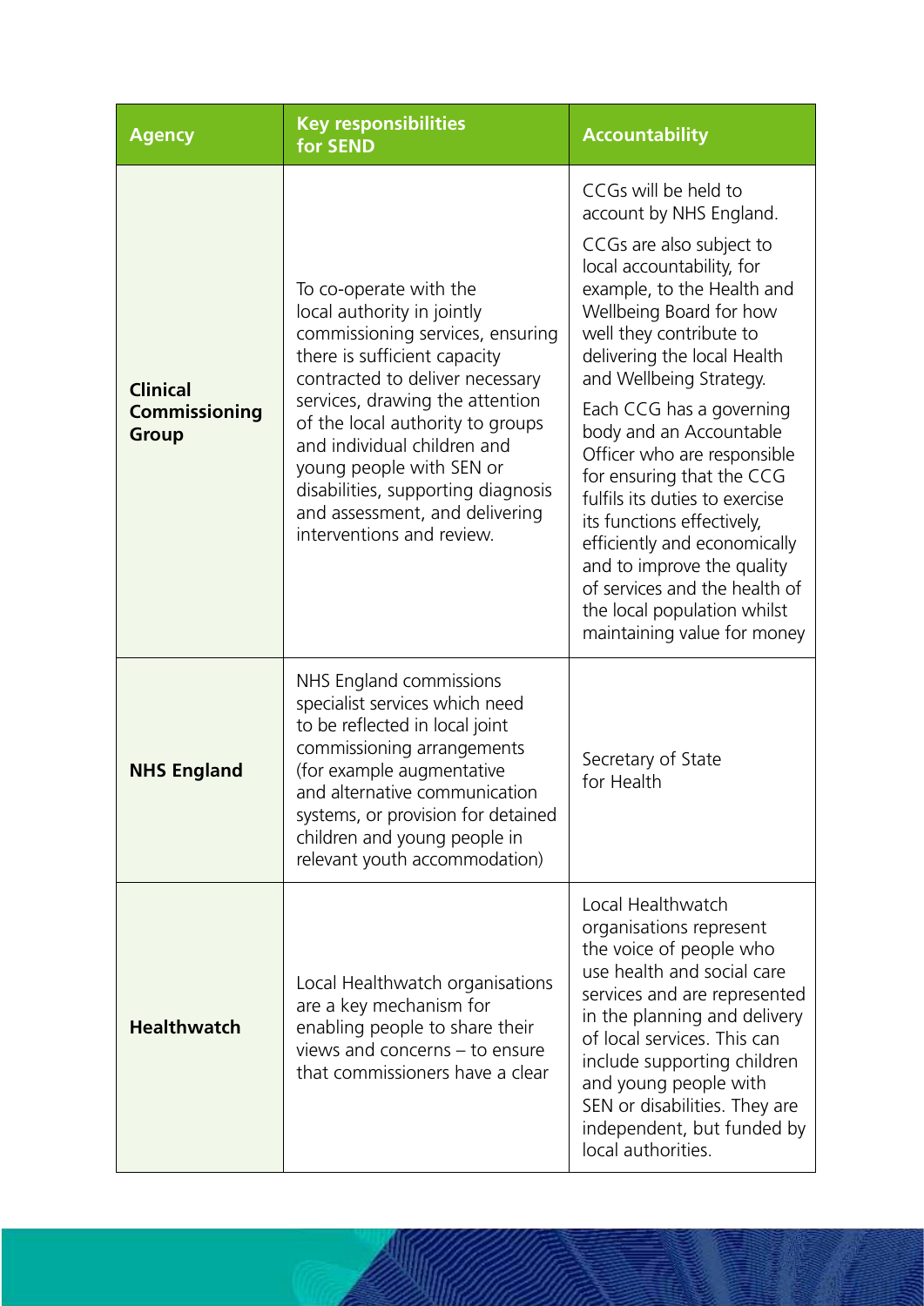| Agency | Key responsibilities for SEND | Accountability |
|---|---|---|
| **Clinical Commissioning Group** | To co-operate with the local authority in jointly commissioning services, ensuring there is sufficient capacity contracted to deliver necessary services, drawing the attention of the local authority to groups and individual children and young people with SEN or disabilities, supporting diagnosis and assessment, and delivering interventions and review. | CCGs will be held to account by NHS England.<br><br>CCGs are also subject to local accountability, for example, to the Health and Wellbeing Board for how well they contribute to delivering the local Health and Wellbeing Strategy.<br><br>Each CCG has a governing body and an Accountable Officer who are responsible for ensuring that the CCG fulfils its duties to exercise its functions effectively, efficiently and economically and to improve the quality of services and the health of the local population whilst maintaining value for money |
| **NHS England** | NHS England commissions specialist services which need to be reflected in local joint commissioning arrangements (for example augmentative and alternative communication systems, or provision for detained children and young people in relevant youth accommodation) | Secretary of State for Health |
| **Healthwatch** | Local Healthwatch organisations are a key mechanism for enabling people to share their views and concerns – to ensure that commissioners have a clear | Local Healthwatch organisations represent the voice of people who use health and social care services and are represented in the planning and delivery of local services. This can include supporting children and young people with SEN or disabilities. They are independent, but funded by local authorities. |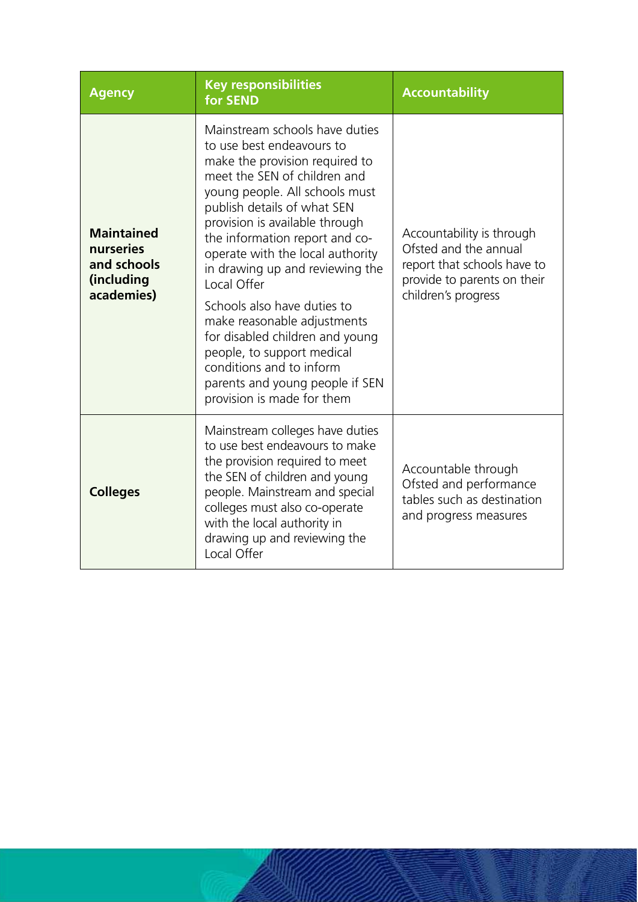| Agency | Key responsibilities for SEND | Accountability |
|---|---|---|
| **Maintained nurseries and schools (including academies)** | Mainstream schools have duties to use best endeavours to make the provision required to meet the SEN of children and young people. All schools must publish details of what SEN provision is available through the information report and co-operate with the local authority in drawing up and reviewing the Local Offer<br><br>Schools also have duties to make reasonable adjustments for disabled children and young people, to support medical conditions and to inform parents and young people if SEN provision is made for them | Accountability is through Ofsted and the annual report that schools have to provide to parents on their children's progress |
| **Colleges** | Mainstream colleges have duties to use best endeavours to make the provision required to meet the SEN of children and young people. Mainstream and special colleges must also co-operate with the local authority in drawing up and reviewing the Local Offer | Accountable through Ofsted and performance tables such as destination and progress measures |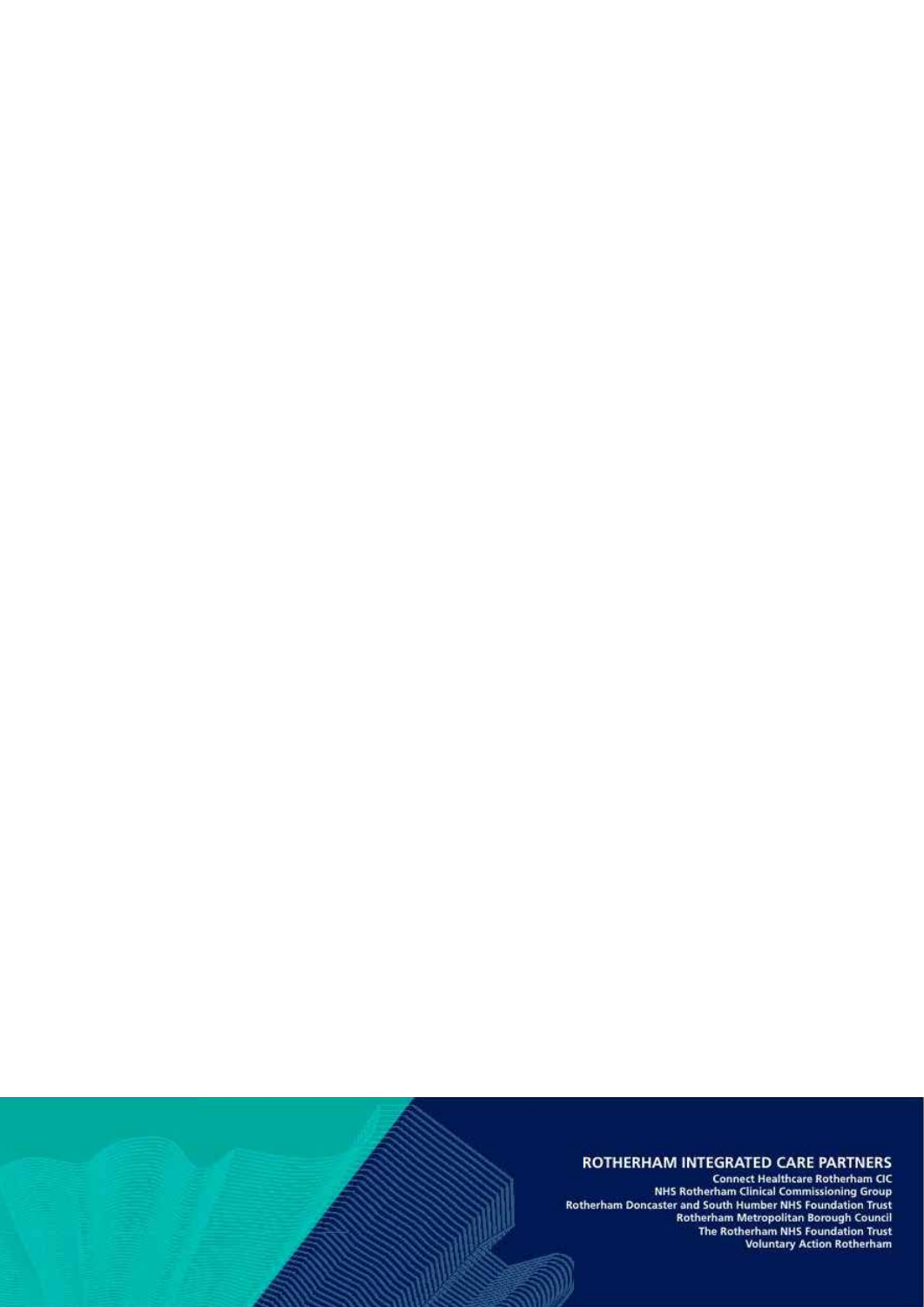**ROTHERHAM INTEGRATED CARE PARTNERS**

**Connect Healthcare Rotherham CIC**
**NHS Rotherham Clinical Commissioning Group**
**Rotherham Doncaster and South Humber NHS Foundation Trust**
**Rotherham Metropolitan Borough Council**
**The Rotherham NHS Foundation Trust**
**Voluntary Action Rotherham**